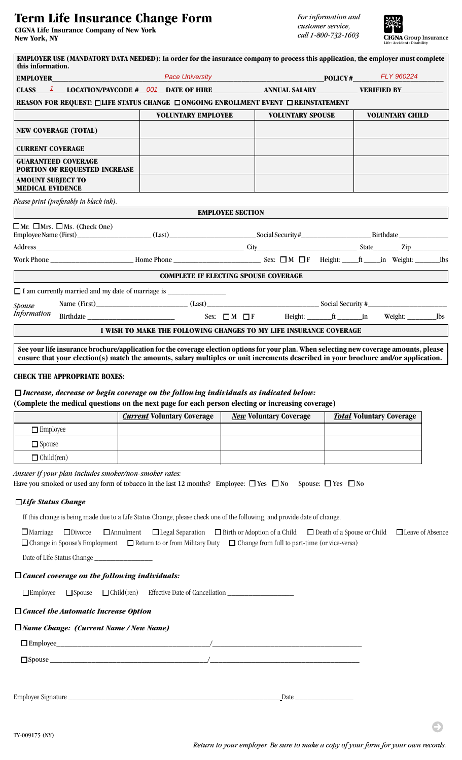# Term Life Insurance Change Form

**CIGNA Life Insurance Company of New York**
**New York, NY**

*For information and customer service, call 1-800-732-1603*

CIGNA Group Insurance
Life • Accident • Disability

**EMPLOYER USE (MANDATORY DATA NEEDED): In order for the insurance company to process this application, the employer must complete this information.**

**EMPLOYER** Pace University **POLICY#** FLY 960224

**CLASS** 1 **LOCATION/PAYCODE #** 001 **DATE OF HIRE** ________ **ANNUAL SALARY** ________ **VERIFIED BY** ________

**REASON FOR REQUEST:** ☐ **LIFE STATUS CHANGE** ☐ **ONGOING ENROLLMENT EVENT** ☐ **REINSTATEMENT**

| | VOLUNTARY EMPLOYEE | VOLUNTARY SPOUSE | VOLUNTARY CHILD |
|---|---|---|---|
| **NEW COVERAGE (TOTAL)** | | | |
| **CURRENT COVERAGE** | | | |
| **GUARANTEED COVERAGE PORTION OF REQUESTED INCREASE** | | | |
| **AMOUNT SUBJECT TO MEDICAL EVIDENCE** | | | |

*Please print (preferably in black ink).*

## EMPLOYEE SECTION

☐ Mr. ☐ Mrs. ☐ Ms. (Check One)

Employee Name (First) ________ (Last) ________ Social Security# ________ Birthdate ________

Address ________ City ________ State ____ Zip ____

Work Phone ________ Home Phone ________ Sex: ☐ M ☐ F Height: ____ft ____in Weight: ____lbs

## COMPLETE IF ELECTING SPOUSE COVERAGE

☐ I am currently married and my date of marriage is ________

*Spouse Information*

Name (First) ________ (Last) ________ Social Security # ________

Birthdate ________ Sex: ☐ M ☐ F Height: ____ft ____in Weight: ____lbs

## I WISH TO MAKE THE FOLLOWING CHANGES TO MY LIFE INSURANCE COVERAGE

**See your life insurance brochure/application for the coverage election options for your plan. When selecting new coverage amounts, please ensure that your election(s) match the amounts, salary multiples or unit increments described in your brochure and/or application.**

**CHECK THE APPROPRIATE BOXES:**

☐ ***Increase, decrease or begin coverage on the following individuals as indicated below:***
**(Complete the medical questions on the next page for each person electing or increasing coverage)**

| | ***Current*** **Voluntary Coverage** | ***New*** **Voluntary Coverage** | ***Total*** **Voluntary Coverage** |
|---|---|---|---|
| ☐ Employee | | | |
| ☐ Spouse | | | |
| ☐ Child(ren) | | | |

*Answer if your plan includes smoker/non-smoker rates:*
Have you smoked or used any form of tobacco in the last 12 months? Employee: ☐ Yes ☐ No Spouse: ☐ Yes ☐ No

☐ ***Life Status Change***

If this change is being made due to a Life Status Change, please check one of the following, and provide date of change.

☐ Marriage ☐ Divorce ☐ Annulment ☐ Legal Separation ☐ Birth or Adoption of a Child ☐ Death of a Spouse or Child ☐ Leave of Absence
☐ Change in Spouse's Employment ☐ Return to or from Military Duty ☐ Change from full to part-time (or vice-versa)

Date of Life Status Change ________

☐ ***Cancel coverage on the following individuals:***

☐ Employee ☐ Spouse ☐ Child(ren) Effective Date of Cancellation ________

☐ ***Cancel the Automatic Increase Option***

☐ ***Name Change: (Current Name / New Name)***

☐ Employee ________ / ________

☐ Spouse ________ / ________

Employee Signature ________ Date ________

TY-009175 (NY)

*Return to your employer. Be sure to make a copy of your form for your own records.*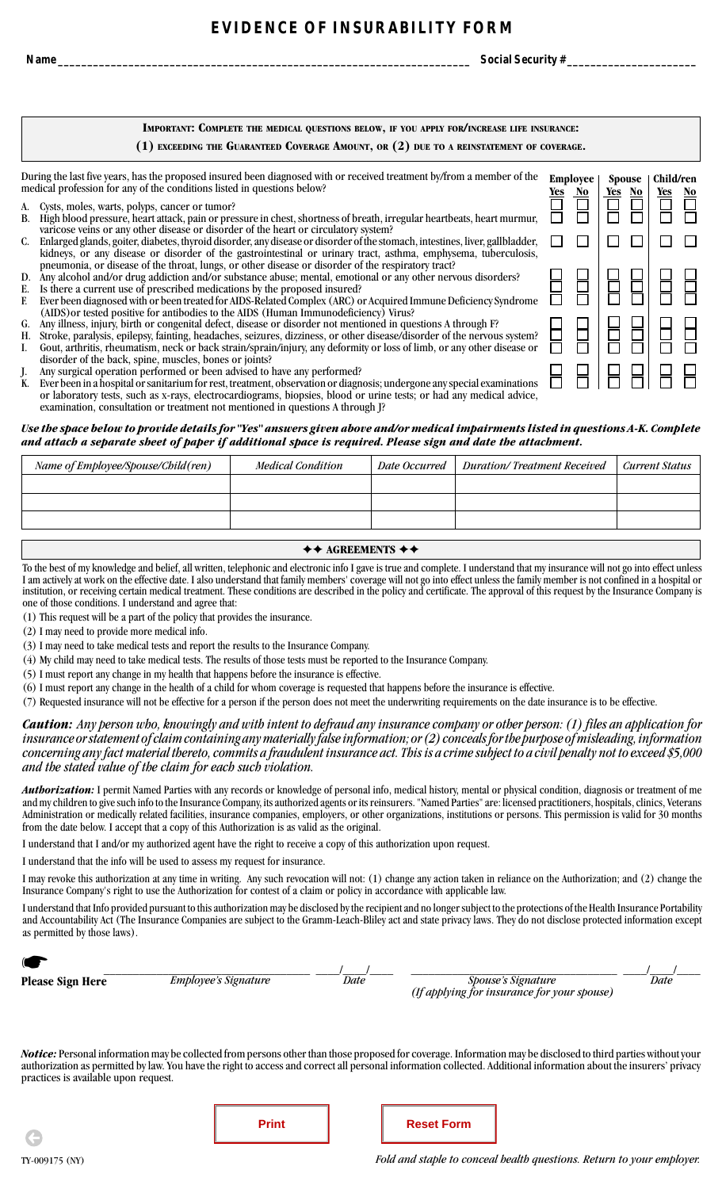# EVIDENCE OF INSURABILITY FORM

**Name** ______________________________________________________________________ **Social Security #** ____________________

**IMPORTANT: COMPLETE THE MEDICAL QUESTIONS BELOW, IF YOU APPLY FOR/INCREASE LIFE INSURANCE:**
**(1) EXCEEDING THE GUARANTEED COVERAGE AMOUNT, OR (2) DUE TO A REINSTATEMENT OF COVERAGE.**

During the last five years, has the proposed insured been diagnosed with or received treatment by/from a member of the medical profession for any of the conditions listed in questions below?

| | Employee Yes | Employee No | Spouse Yes | Spouse No | Child/ren Yes | Child/ren No |
|---|---|---|---|---|---|---|
| A. Cysts, moles, warts, polyps, cancer or tumor? | ☐ | ☐ | ☐ | ☐ | ☐ | ☐ |
| B. High blood pressure, heart attack, pain or pressure in chest, shortness of breath, irregular heartbeats, heart murmur, varicose veins or any other disease or disorder of the heart or circulatory system? | ☐ | ☐ | ☐ | ☐ | ☐ | ☐ |
| C. Enlarged glands, goiter, diabetes, thyroid disorder, any disease or disorder of the stomach, intestines, liver, gallbladder, kidneys, or any disease or disorder of the gastrointestinal or urinary tract, asthma, emphysema, tuberculosis, pneumonia, or disease of the throat, lungs, or other disease or disorder of the respiratory tract? | ☐ | ☐ | ☐ | ☐ | ☐ | ☐ |
| D. Any alcohol and/or drug addiction and/or substance abuse; mental, emotional or any other nervous disorders? | ☐ | ☐ | ☐ | ☐ | ☐ | ☐ |
| E. Is there a current use of prescribed medications by the proposed insured? | ☐ | ☐ | ☐ | ☐ | ☐ | ☐ |
| F. Ever been diagnosed with or been treated for AIDS-Related Complex (ARC) or Acquired Immune Deficiency Syndrome (AIDS) or tested positive for antibodies to the AIDS (Human Immunodeficiency) Virus? | ☐ | ☐ | ☐ | ☐ | ☐ | ☐ |
| G. Any illness, injury, birth or congenital defect, disease or disorder not mentioned in questions A through F? | ☐ | ☐ | ☐ | ☐ | ☐ | ☐ |
| H. Stroke, paralysis, epilepsy, fainting, headaches, seizures, dizziness, or other disease/disorder of the nervous system? | ☐ | ☐ | ☐ | ☐ | ☐ | ☐ |
| I. Gout, arthritis, rheumatism, neck or back strain/sprain/injury, any deformity or loss of limb, or any other disease or disorder of the back, spine, muscles, bones or joints? | ☐ | ☐ | ☐ | ☐ | ☐ | ☐ |
| J. Any surgical operation performed or been advised to have any performed? | ☐ | ☐ | ☐ | ☐ | ☐ | ☐ |
| K. Ever been in a hospital or sanitarium for rest, treatment, observation or diagnosis; undergone any special examinations or laboratory tests, such as x-rays, electrocardiograms, biopsies, blood or urine tests; or had any medical advice, examination, consultation or treatment not mentioned in questions A through J? | ☐ | ☐ | ☐ | ☐ | ☐ | ☐ |

***Use the space below to provide details for "Yes" answers given above and/or medical impairments listed in questions A-K. Complete and attach a separate sheet of paper if additional space is required. Please sign and date the attachment.***

| *Name of Employee/Spouse/Child(ren)* | *Medical Condition* | *Date Occurred* | *Duration/ Treatment Received* | *Current Status* |
|---|---|---|---|---|
| | | | | |
| | | | | |
| | | | | |

**✦✦ AGREEMENTS ✦✦**

To the best of my knowledge and belief, all written, telephonic and electronic info I gave is true and complete. I understand that my insurance will not go into effect unless I am actively at work on the effective date. I also understand that family members' coverage will not go into effect unless the family member is not confined in a hospital or institution, or receiving certain medical treatment. These conditions are described in the policy and certificate. The approval of this request by the Insurance Company is one of those conditions. I understand and agree that:

(1) This request will be a part of the policy that provides the insurance.

(2) I may need to provide more medical info.

(3) I may need to take medical tests and report the results to the Insurance Company.

(4) My child may need to take medical tests. The results of those tests must be reported to the Insurance Company.

(5) I must report any change in my health that happens before the insurance is effective.

(6) I must report any change in the health of a child for whom coverage is requested that happens before the insurance is effective.

(7) Requested insurance will not be effective for a person if the person does not meet the underwriting requirements on the date insurance is to be effective.

***Caution:*** *Any person who, knowingly and with intent to defraud any insurance company or other person: (1) files an application for insurance or statement of claim containing any materially false information; or (2) conceals for the purpose of misleading, information concerning any fact material thereto, commits a fraudulent insurance act. This is a crime subject to a civil penalty not to exceed $5,000 and the stated value of the claim for each such violation.*

***Authorization:*** I permit Named Parties with any records or knowledge of personal info, medical history, mental or physical condition, diagnosis or treatment of me and my children to give such info to the Insurance Company, its authorized agents or its reinsurers. "Named Parties" are: licensed practitioners, hospitals, clinics, Veterans Administration or medically related facilities, insurance companies, employers, or other organizations, institutions or persons. This permission is valid for 30 months from the date below. I accept that a copy of this Authorization is as valid as the original.

I understand that I and/or my authorized agent have the right to receive a copy of this authorization upon request.

I understand that the info will be used to assess my request for insurance.

I may revoke this authorization at any time in writing. Any such revocation will not: (1) change any action taken in reliance on the Authorization; and (2) change the Insurance Company's right to use the Authorization for contest of a claim or policy in accordance with applicable law.

I understand that Info provided pursuant to this authorization may be disclosed by the recipient and no longer subject to the protections of the Health Insurance Portability and Accountability Act (The Insurance Companies are subject to the Gramm-Leach-Bliley act and state privacy laws. They do not disclose protected information except as permitted by those laws).

**Please Sign Here** ______________________ *Employee's Signature* ____/____/____ *Date* ______________________ *Spouse's Signature (If applying for insurance for your spouse)* ____/____/____ *Date*

***Notice:*** Personal information may be collected from persons other than those proposed for coverage. Information may be disclosed to third parties without your authorization as permitted by law. You have the right to access and correct all personal information collected. Additional information about the insurers' privacy practices is available upon request.

Print Reset Form

TY-009175 (NY)

*Fold and staple to conceal health questions. Return to your employer.*